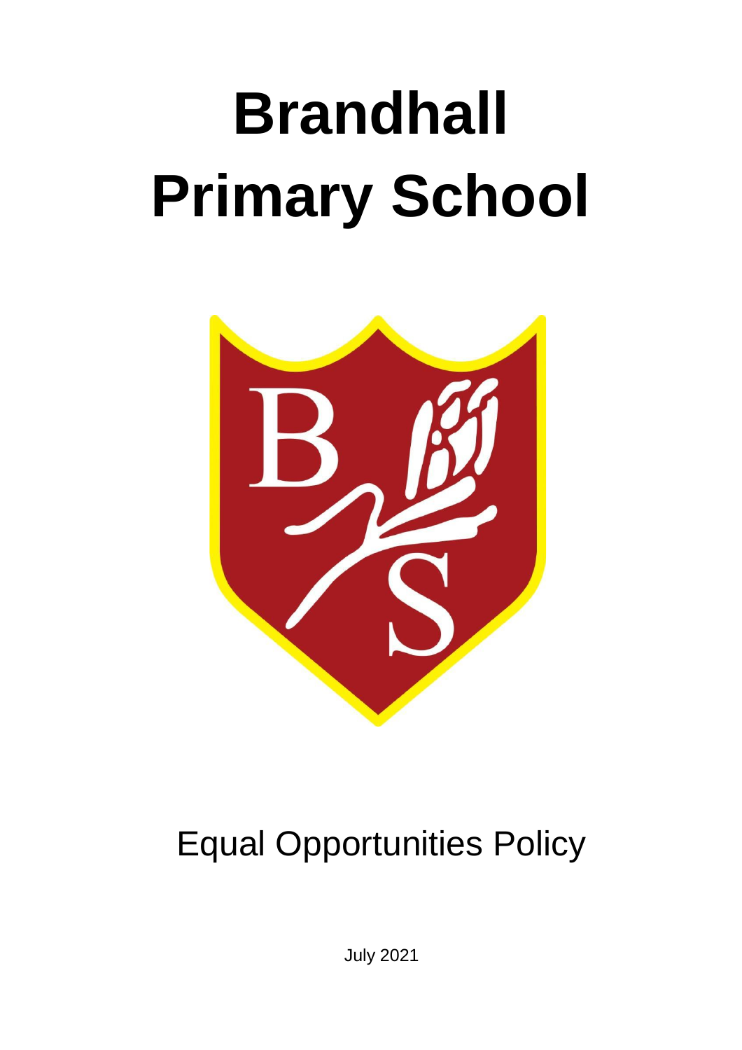# Brandhall Primary School

Equal Opportunities Policy

July 2021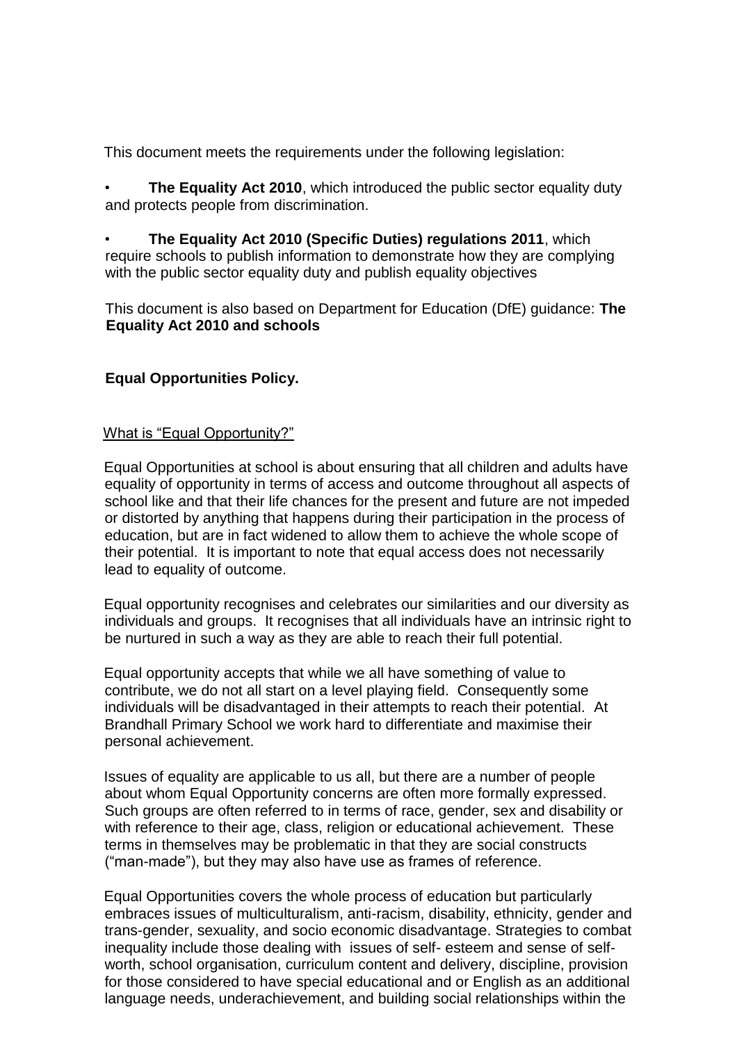This document meets the requirements under the following legislation:

- **The Equality Act 2010**, which introduced the public sector equality duty and protects people from discrimination.
- **The Equality Act 2010 (Specific Duties) regulations 2011**, which require schools to publish information to demonstrate how they are complying with the public sector equality duty and publish equality objectives

This document is also based on Department for Education (DfE) guidance: **The Equality Act 2010 and schools**

**Equal Opportunities Policy.**

<u>What is "Equal Opportunity?"</u>

Equal Opportunities at school is about ensuring that all children and adults have equality of opportunity in terms of access and outcome throughout all aspects of school like and that their life chances for the present and future are not impeded or distorted by anything that happens during their participation in the process of education, but are in fact widened to allow them to achieve the whole scope of their potential. It is important to note that equal access does not necessarily lead to equality of outcome.

Equal opportunity recognises and celebrates our similarities and our diversity as individuals and groups. It recognises that all individuals have an intrinsic right to be nurtured in such a way as they are able to reach their full potential.

Equal opportunity accepts that while we all have something of value to contribute, we do not all start on a level playing field. Consequently some individuals will be disadvantaged in their attempts to reach their potential. At Brandhall Primary School we work hard to differentiate and maximise their personal achievement.

Issues of equality are applicable to us all, but there are a number of people about whom Equal Opportunity concerns are often more formally expressed. Such groups are often referred to in terms of race, gender, sex and disability or with reference to their age, class, religion or educational achievement. These terms in themselves may be problematic in that they are social constructs ("man-made"), but they may also have use as frames of reference.

Equal Opportunities covers the whole process of education but particularly embraces issues of multiculturalism, anti-racism, disability, ethnicity, gender and trans-gender, sexuality, and socio economic disadvantage. Strategies to combat inequality include those dealing with issues of self- esteem and sense of self-worth, school organisation, curriculum content and delivery, discipline, provision for those considered to have special educational and or English as an additional language needs, underachievement, and building social relationships within the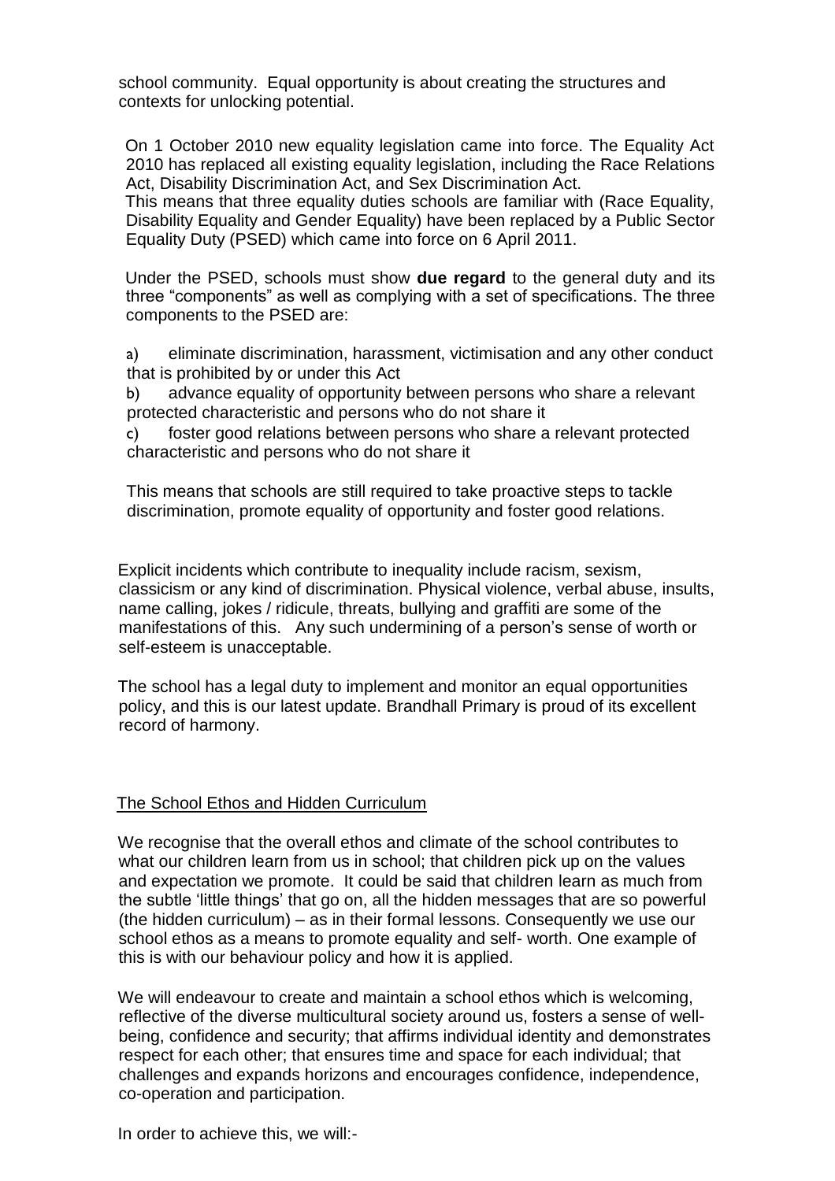school community. Equal opportunity is about creating the structures and contexts for unlocking potential.

On 1 October 2010 new equality legislation came into force. The Equality Act 2010 has replaced all existing equality legislation, including the Race Relations Act, Disability Discrimination Act, and Sex Discrimination Act.
This means that three equality duties schools are familiar with (Race Equality, Disability Equality and Gender Equality) have been replaced by a Public Sector Equality Duty (PSED) which came into force on 6 April 2011.

Under the PSED, schools must show **due regard** to the general duty and its three "components" as well as complying with a set of specifications. The three components to the PSED are:

a) eliminate discrimination, harassment, victimisation and any other conduct that is prohibited by or under this Act

b) advance equality of opportunity between persons who share a relevant protected characteristic and persons who do not share it

c) foster good relations between persons who share a relevant protected characteristic and persons who do not share it

This means that schools are still required to take proactive steps to tackle discrimination, promote equality of opportunity and foster good relations.

Explicit incidents which contribute to inequality include racism, sexism, classicism or any kind of discrimination. Physical violence, verbal abuse, insults, name calling, jokes / ridicule, threats, bullying and graffiti are some of the manifestations of this. Any such undermining of a person's sense of worth or self-esteem is unacceptable.

The school has a legal duty to implement and monitor an equal opportunities policy, and this is our latest update. Brandhall Primary is proud of its excellent record of harmony.

## The School Ethos and Hidden Curriculum

We recognise that the overall ethos and climate of the school contributes to what our children learn from us in school; that children pick up on the values and expectation we promote. It could be said that children learn as much from the subtle 'little things' that go on, all the hidden messages that are so powerful (the hidden curriculum) – as in their formal lessons. Consequently we use our school ethos as a means to promote equality and self- worth. One example of this is with our behaviour policy and how it is applied.

We will endeavour to create and maintain a school ethos which is welcoming, reflective of the diverse multicultural society around us, fosters a sense of well-being, confidence and security; that affirms individual identity and demonstrates respect for each other; that ensures time and space for each individual; that challenges and expands horizons and encourages confidence, independence, co-operation and participation.

In order to achieve this, we will:-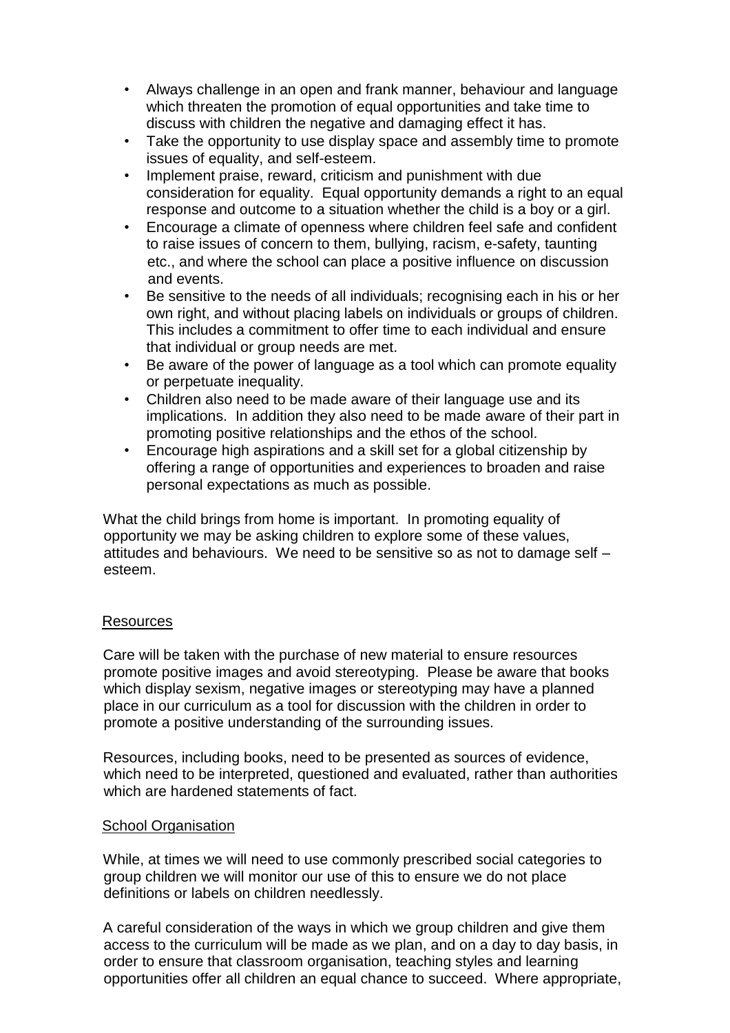- Always challenge in an open and frank manner, behaviour and language which threaten the promotion of equal opportunities and take time to discuss with children the negative and damaging effect it has.
- Take the opportunity to use display space and assembly time to promote issues of equality, and self-esteem.
- Implement praise, reward, criticism and punishment with due consideration for equality. Equal opportunity demands a right to an equal response and outcome to a situation whether the child is a boy or a girl.
- Encourage a climate of openness where children feel safe and confident to raise issues of concern to them, bullying, racism, e-safety, taunting etc., and where the school can place a positive influence on discussion and events.
- Be sensitive to the needs of all individuals; recognising each in his or her own right, and without placing labels on individuals or groups of children. This includes a commitment to offer time to each individual and ensure that individual or group needs are met.
- Be aware of the power of language as a tool which can promote equality or perpetuate inequality.
- Children also need to be made aware of their language use and its implications. In addition they also need to be made aware of their part in promoting positive relationships and the ethos of the school.
- Encourage high aspirations and a skill set for a global citizenship by offering a range of opportunities and experiences to broaden and raise personal expectations as much as possible.

What the child brings from home is important. In promoting equality of opportunity we may be asking children to explore some of these values, attitudes and behaviours. We need to be sensitive so as not to damage self – esteem.

## Resources

Care will be taken with the purchase of new material to ensure resources promote positive images and avoid stereotyping. Please be aware that books which display sexism, negative images or stereotyping may have a planned place in our curriculum as a tool for discussion with the children in order to promote a positive understanding of the surrounding issues.

Resources, including books, need to be presented as sources of evidence, which need to be interpreted, questioned and evaluated, rather than authorities which are hardened statements of fact.

## School Organisation

While, at times we will need to use commonly prescribed social categories to group children we will monitor our use of this to ensure we do not place definitions or labels on children needlessly.

A careful consideration of the ways in which we group children and give them access to the curriculum will be made as we plan, and on a day to day basis, in order to ensure that classroom organisation, teaching styles and learning opportunities offer all children an equal chance to succeed. Where appropriate,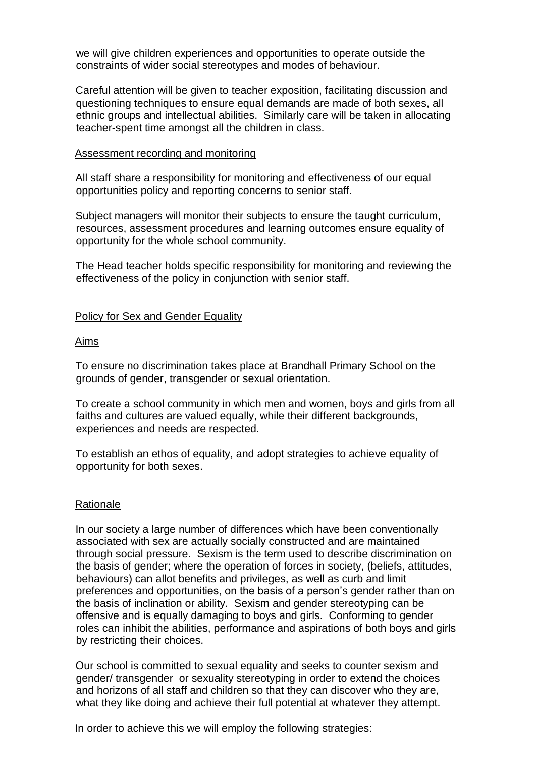we will give children experiences and opportunities to operate outside the constraints of wider social stereotypes and modes of behaviour.

Careful attention will be given to teacher exposition, facilitating discussion and questioning techniques to ensure equal demands are made of both sexes, all ethnic groups and intellectual abilities. Similarly care will be taken in allocating teacher-spent time amongst all the children in class.

<u>Assessment recording and monitoring</u>

All staff share a responsibility for monitoring and effectiveness of our equal opportunities policy and reporting concerns to senior staff.

Subject managers will monitor their subjects to ensure the taught curriculum, resources, assessment procedures and learning outcomes ensure equality of opportunity for the whole school community.

The Head teacher holds specific responsibility for monitoring and reviewing the effectiveness of the policy in conjunction with senior staff.

<u>Policy for Sex and Gender Equality</u>

<u>Aims</u>

To ensure no discrimination takes place at Brandhall Primary School on the grounds of gender, transgender or sexual orientation.

To create a school community in which men and women, boys and girls from all faiths and cultures are valued equally, while their different backgrounds, experiences and needs are respected.

To establish an ethos of equality, and adopt strategies to achieve equality of opportunity for both sexes.

<u>Rationale</u>

In our society a large number of differences which have been conventionally associated with sex are actually socially constructed and are maintained through social pressure. Sexism is the term used to describe discrimination on the basis of gender; where the operation of forces in society, (beliefs, attitudes, behaviours) can allot benefits and privileges, as well as curb and limit preferences and opportunities, on the basis of a person's gender rather than on the basis of inclination or ability. Sexism and gender stereotyping can be offensive and is equally damaging to boys and girls. Conforming to gender roles can inhibit the abilities, performance and aspirations of both boys and girls by restricting their choices.

Our school is committed to sexual equality and seeks to counter sexism and gender/ transgender or sexuality stereotyping in order to extend the choices and horizons of all staff and children so that they can discover who they are, what they like doing and achieve their full potential at whatever they attempt.

In order to achieve this we will employ the following strategies: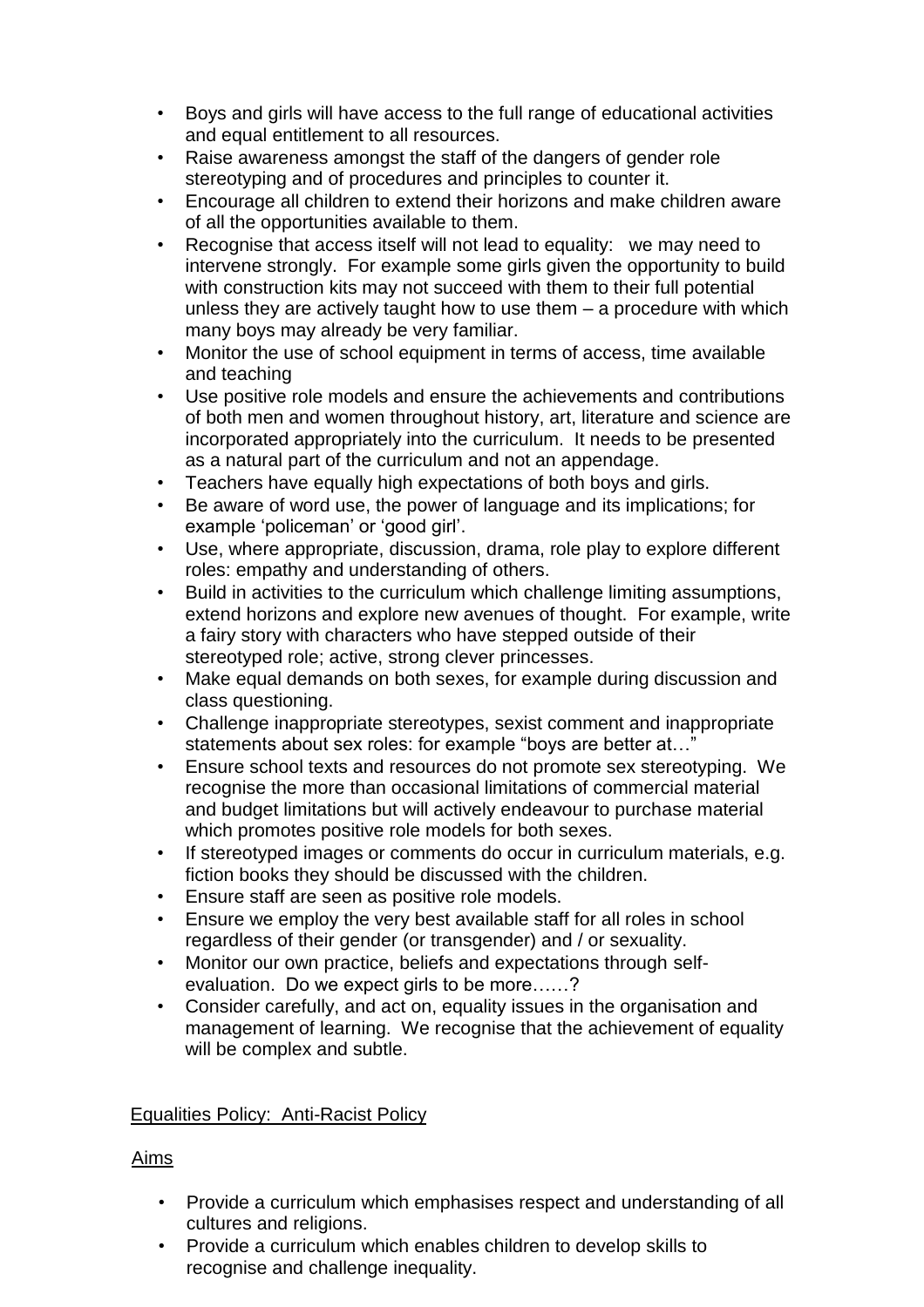- Boys and girls will have access to the full range of educational activities and equal entitlement to all resources.
- Raise awareness amongst the staff of the dangers of gender role stereotyping and of procedures and principles to counter it.
- Encourage all children to extend their horizons and make children aware of all the opportunities available to them.
- Recognise that access itself will not lead to equality: we may need to intervene strongly. For example some girls given the opportunity to build with construction kits may not succeed with them to their full potential unless they are actively taught how to use them – a procedure with which many boys may already be very familiar.
- Monitor the use of school equipment in terms of access, time available and teaching
- Use positive role models and ensure the achievements and contributions of both men and women throughout history, art, literature and science are incorporated appropriately into the curriculum. It needs to be presented as a natural part of the curriculum and not an appendage.
- Teachers have equally high expectations of both boys and girls.
- Be aware of word use, the power of language and its implications; for example 'policeman' or 'good girl'.
- Use, where appropriate, discussion, drama, role play to explore different roles: empathy and understanding of others.
- Build in activities to the curriculum which challenge limiting assumptions, extend horizons and explore new avenues of thought. For example, write a fairy story with characters who have stepped outside of their stereotyped role; active, strong clever princesses.
- Make equal demands on both sexes, for example during discussion and class questioning.
- Challenge inappropriate stereotypes, sexist comment and inappropriate statements about sex roles: for example "boys are better at…"
- Ensure school texts and resources do not promote sex stereotyping. We recognise the more than occasional limitations of commercial material and budget limitations but will actively endeavour to purchase material which promotes positive role models for both sexes.
- If stereotyped images or comments do occur in curriculum materials, e.g. fiction books they should be discussed with the children.
- Ensure staff are seen as positive role models.
- Ensure we employ the very best available staff for all roles in school regardless of their gender (or transgender) and / or sexuality.
- Monitor our own practice, beliefs and expectations through self-evaluation. Do we expect girls to be more……?
- Consider carefully, and act on, equality issues in the organisation and management of learning. We recognise that the achievement of equality will be complex and subtle.

## Equalities Policy: Anti-Racist Policy

### Aims

- Provide a curriculum which emphasises respect and understanding of all cultures and religions.
- Provide a curriculum which enables children to develop skills to recognise and challenge inequality.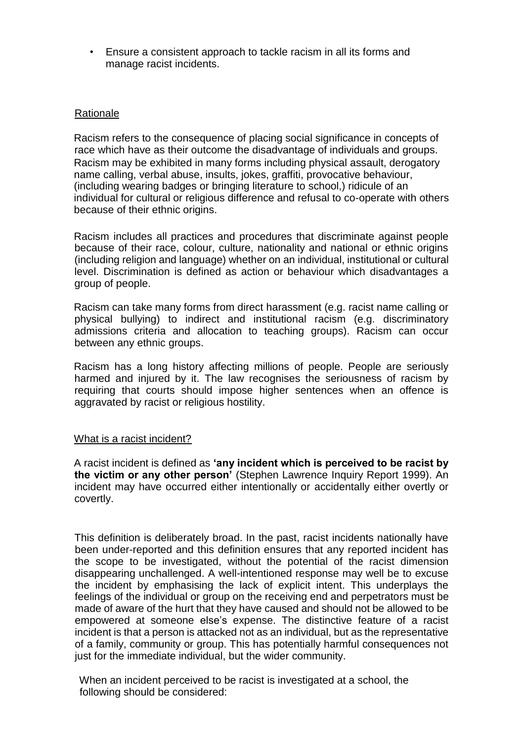- Ensure a consistent approach to tackle racism in all its forms and manage racist incidents.

## Rationale

Racism refers to the consequence of placing social significance in concepts of race which have as their outcome the disadvantage of individuals and groups. Racism may be exhibited in many forms including physical assault, derogatory name calling, verbal abuse, insults, jokes, graffiti, provocative behaviour, (including wearing badges or bringing literature to school,) ridicule of an individual for cultural or religious difference and refusal to co-operate with others because of their ethnic origins.

Racism includes all practices and procedures that discriminate against people because of their race, colour, culture, nationality and national or ethnic origins (including religion and language) whether on an individual, institutional or cultural level. Discrimination is defined as action or behaviour which disadvantages a group of people.

Racism can take many forms from direct harassment (e.g. racist name calling or physical bullying) to indirect and institutional racism (e.g. discriminatory admissions criteria and allocation to teaching groups). Racism can occur between any ethnic groups.

Racism has a long history affecting millions of people. People are seriously harmed and injured by it. The law recognises the seriousness of racism by requiring that courts should impose higher sentences when an offence is aggravated by racist or religious hostility.

## What is a racist incident?

A racist incident is defined as **'any incident which is perceived to be racist by the victim or any other person'** (Stephen Lawrence Inquiry Report 1999). An incident may have occurred either intentionally or accidentally either overtly or covertly.

This definition is deliberately broad. In the past, racist incidents nationally have been under-reported and this definition ensures that any reported incident has the scope to be investigated, without the potential of the racist dimension disappearing unchallenged. A well-intentioned response may well be to excuse the incident by emphasising the lack of explicit intent. This underplays the feelings of the individual or group on the receiving end and perpetrators must be made of aware of the hurt that they have caused and should not be allowed to be empowered at someone else's expense. The distinctive feature of a racist incident is that a person is attacked not as an individual, but as the representative of a family, community or group. This has potentially harmful consequences not just for the immediate individual, but the wider community.

When an incident perceived to be racist is investigated at a school, the following should be considered: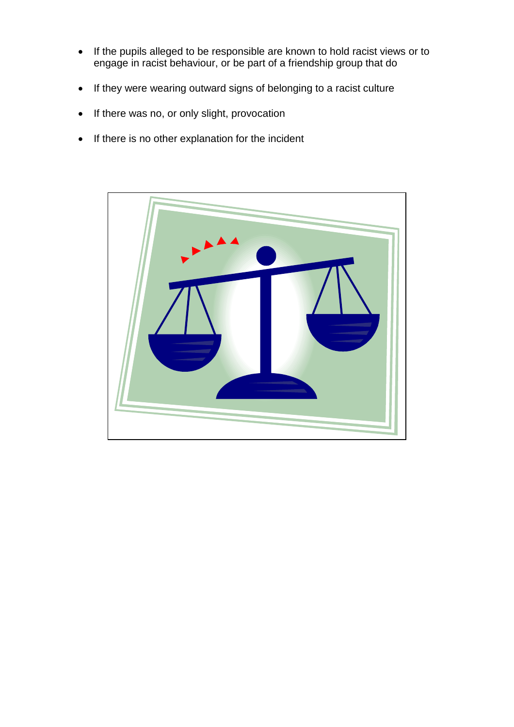- If the pupils alleged to be responsible are known to hold racist views or to engage in racist behaviour, or be part of a friendship group that do
- If they were wearing outward signs of belonging to a racist culture
- If there was no, or only slight, provocation
- If there is no other explanation for the incident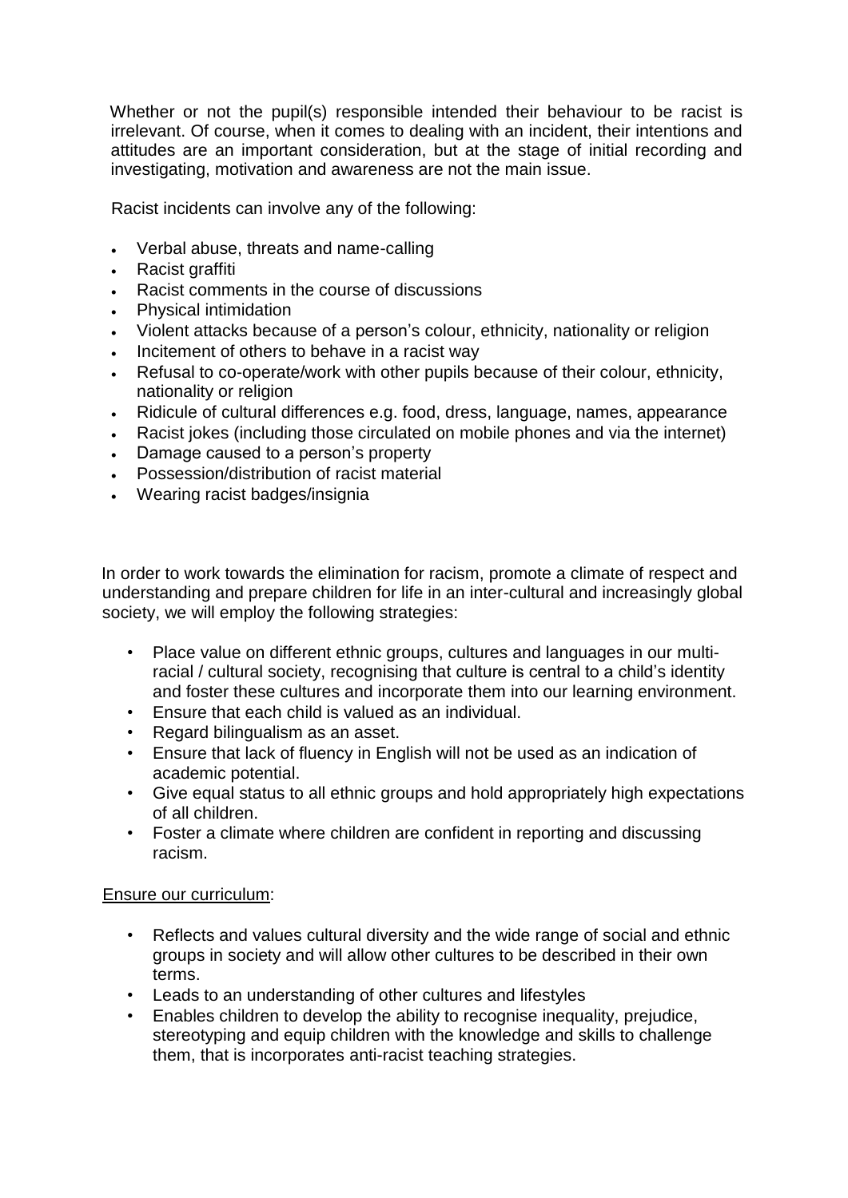Whether or not the pupil(s) responsible intended their behaviour to be racist is irrelevant. Of course, when it comes to dealing with an incident, their intentions and attitudes are an important consideration, but at the stage of initial recording and investigating, motivation and awareness are not the main issue.

Racist incidents can involve any of the following:

- Verbal abuse, threats and name-calling
- Racist graffiti
- Racist comments in the course of discussions
- Physical intimidation
- Violent attacks because of a person's colour, ethnicity, nationality or religion
- Incitement of others to behave in a racist way
- Refusal to co-operate/work with other pupils because of their colour, ethnicity, nationality or religion
- Ridicule of cultural differences e.g. food, dress, language, names, appearance
- Racist jokes (including those circulated on mobile phones and via the internet)
- Damage caused to a person's property
- Possession/distribution of racist material
- Wearing racist badges/insignia

In order to work towards the elimination for racism, promote a climate of respect and understanding and prepare children for life in an inter-cultural and increasingly global society, we will employ the following strategies:

- Place value on different ethnic groups, cultures and languages in our multi-racial / cultural society, recognising that culture is central to a child's identity and foster these cultures and incorporate them into our learning environment.
- Ensure that each child is valued as an individual.
- Regard bilingualism as an asset.
- Ensure that lack of fluency in English will not be used as an indication of academic potential.
- Give equal status to all ethnic groups and hold appropriately high expectations of all children.
- Foster a climate where children are confident in reporting and discussing racism.

<u>Ensure our curriculum</u>:

- Reflects and values cultural diversity and the wide range of social and ethnic groups in society and will allow other cultures to be described in their own terms.
- Leads to an understanding of other cultures and lifestyles
- Enables children to develop the ability to recognise inequality, prejudice, stereotyping and equip children with the knowledge and skills to challenge them, that is incorporates anti-racist teaching strategies.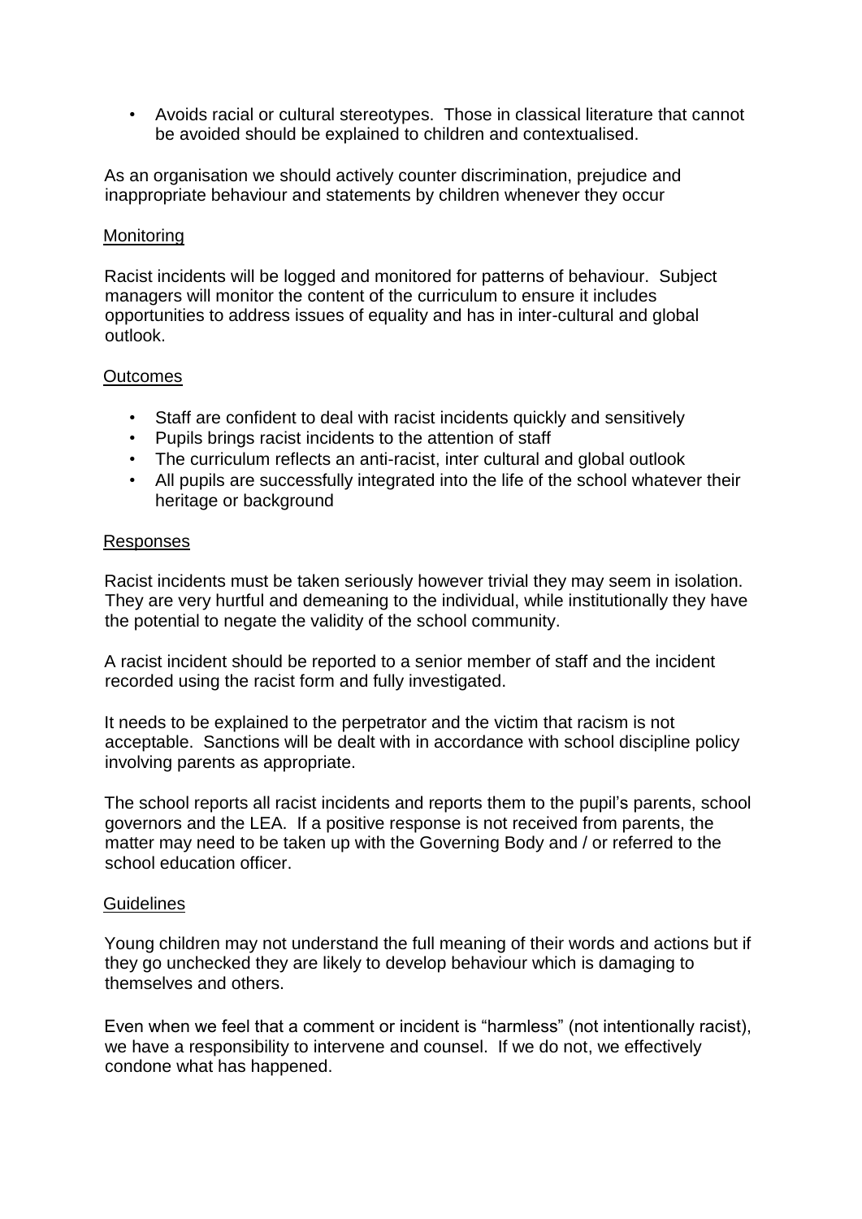- Avoids racial or cultural stereotypes. Those in classical literature that cannot be avoided should be explained to children and contextualised.

As an organisation we should actively counter discrimination, prejudice and inappropriate behaviour and statements by children whenever they occur

## Monitoring

Racist incidents will be logged and monitored for patterns of behaviour. Subject managers will monitor the content of the curriculum to ensure it includes opportunities to address issues of equality and has in inter-cultural and global outlook.

## Outcomes

- Staff are confident to deal with racist incidents quickly and sensitively
- Pupils brings racist incidents to the attention of staff
- The curriculum reflects an anti-racist, inter cultural and global outlook
- All pupils are successfully integrated into the life of the school whatever their heritage or background

## Responses

Racist incidents must be taken seriously however trivial they may seem in isolation. They are very hurtful and demeaning to the individual, while institutionally they have the potential to negate the validity of the school community.

A racist incident should be reported to a senior member of staff and the incident recorded using the racist form and fully investigated.

It needs to be explained to the perpetrator and the victim that racism is not acceptable. Sanctions will be dealt with in accordance with school discipline policy involving parents as appropriate.

The school reports all racist incidents and reports them to the pupil's parents, school governors and the LEA. If a positive response is not received from parents, the matter may need to be taken up with the Governing Body and / or referred to the school education officer.

## Guidelines

Young children may not understand the full meaning of their words and actions but if they go unchecked they are likely to develop behaviour which is damaging to themselves and others.

Even when we feel that a comment or incident is "harmless" (not intentionally racist), we have a responsibility to intervene and counsel. If we do not, we effectively condone what has happened.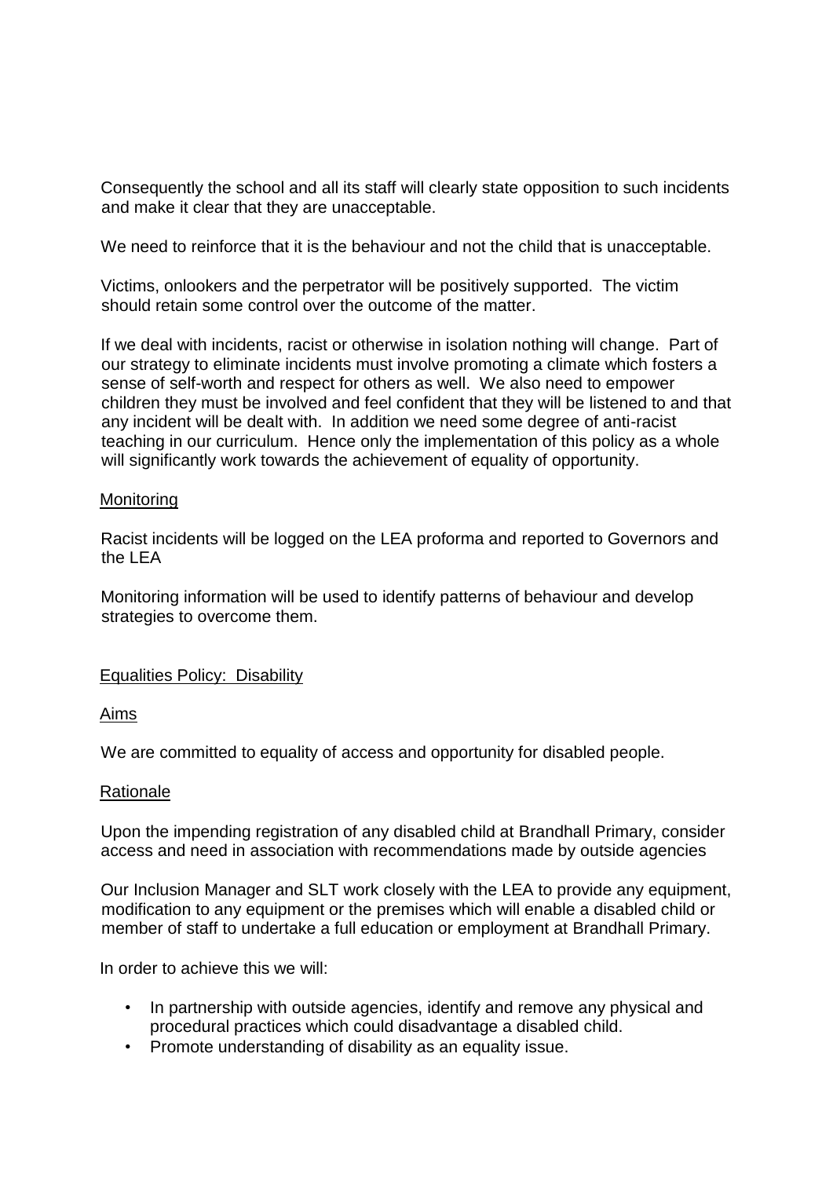Consequently the school and all its staff will clearly state opposition to such incidents and make it clear that they are unacceptable.

We need to reinforce that it is the behaviour and not the child that is unacceptable.

Victims, onlookers and the perpetrator will be positively supported. The victim should retain some control over the outcome of the matter.

If we deal with incidents, racist or otherwise in isolation nothing will change. Part of our strategy to eliminate incidents must involve promoting a climate which fosters a sense of self-worth and respect for others as well. We also need to empower children they must be involved and feel confident that they will be listened to and that any incident will be dealt with. In addition we need some degree of anti-racist teaching in our curriculum. Hence only the implementation of this policy as a whole will significantly work towards the achievement of equality of opportunity.

<u>Monitoring</u>

Racist incidents will be logged on the LEA proforma and reported to Governors and the LEA

Monitoring information will be used to identify patterns of behaviour and develop strategies to overcome them.

<u>Equalities Policy: Disability</u>

<u>Aims</u>

We are committed to equality of access and opportunity for disabled people.

<u>Rationale</u>

Upon the impending registration of any disabled child at Brandhall Primary, consider access and need in association with recommendations made by outside agencies

Our Inclusion Manager and SLT work closely with the LEA to provide any equipment, modification to any equipment or the premises which will enable a disabled child or member of staff to undertake a full education or employment at Brandhall Primary.

In order to achieve this we will:

- In partnership with outside agencies, identify and remove any physical and procedural practices which could disadvantage a disabled child.
- Promote understanding of disability as an equality issue.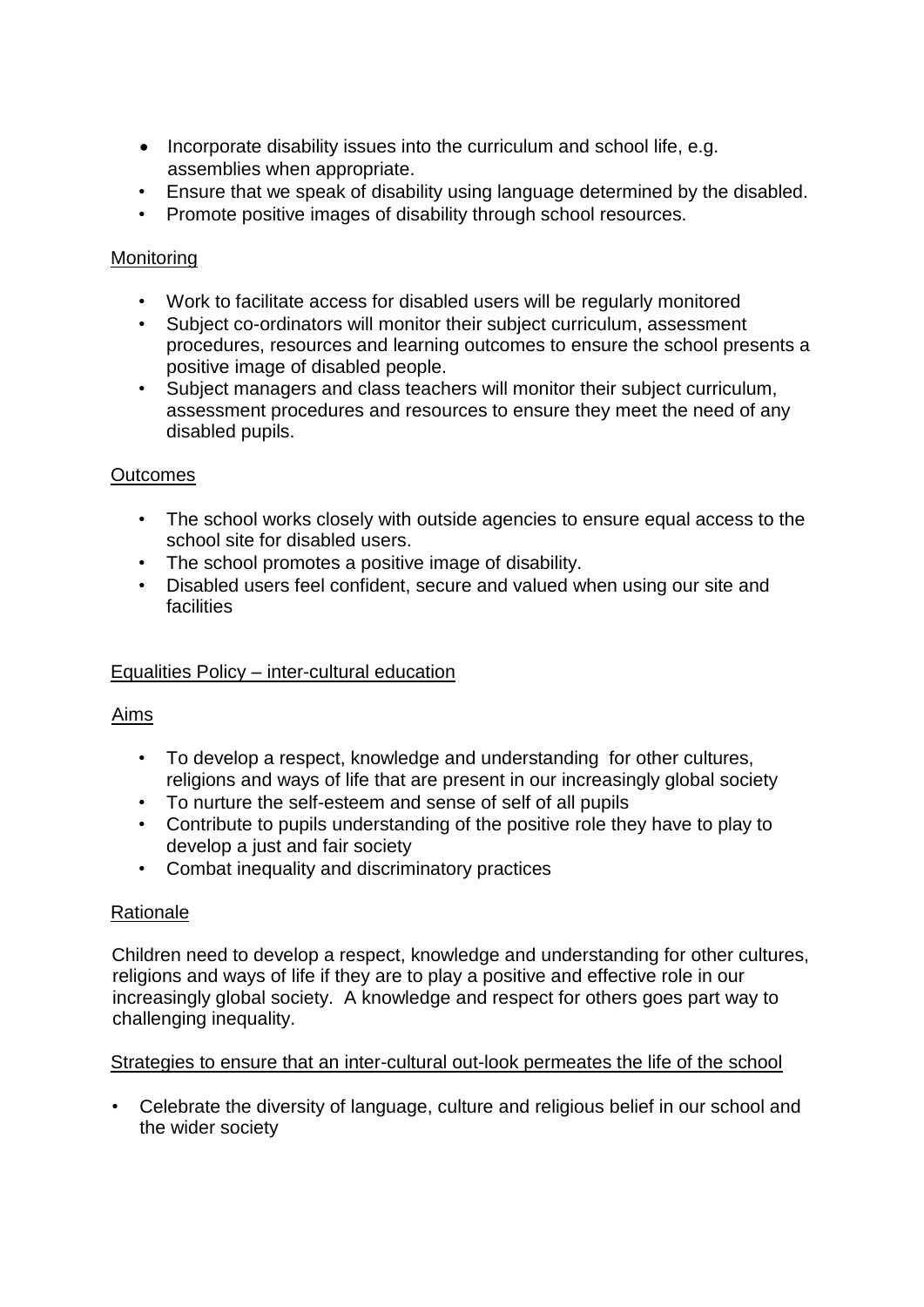- Incorporate disability issues into the curriculum and school life, e.g. assemblies when appropriate.
- Ensure that we speak of disability using language determined by the disabled.
- Promote positive images of disability through school resources.

Monitoring

- Work to facilitate access for disabled users will be regularly monitored
- Subject co-ordinators will monitor their subject curriculum, assessment procedures, resources and learning outcomes to ensure the school presents a positive image of disabled people.
- Subject managers and class teachers will monitor their subject curriculum, assessment procedures and resources to ensure they meet the need of any disabled pupils.

Outcomes

- The school works closely with outside agencies to ensure equal access to the school site for disabled users.
- The school promotes a positive image of disability.
- Disabled users feel confident, secure and valued when using our site and facilities

Equalities Policy – inter-cultural education

Aims

- To develop a respect, knowledge and understanding for other cultures, religions and ways of life that are present in our increasingly global society
- To nurture the self-esteem and sense of self of all pupils
- Contribute to pupils understanding of the positive role they have to play to develop a just and fair society
- Combat inequality and discriminatory practices

Rationale

Children need to develop a respect, knowledge and understanding for other cultures, religions and ways of life if they are to play a positive and effective role in our increasingly global society. A knowledge and respect for others goes part way to challenging inequality.

Strategies to ensure that an inter-cultural out-look permeates the life of the school

- Celebrate the diversity of language, culture and religious belief in our school and the wider society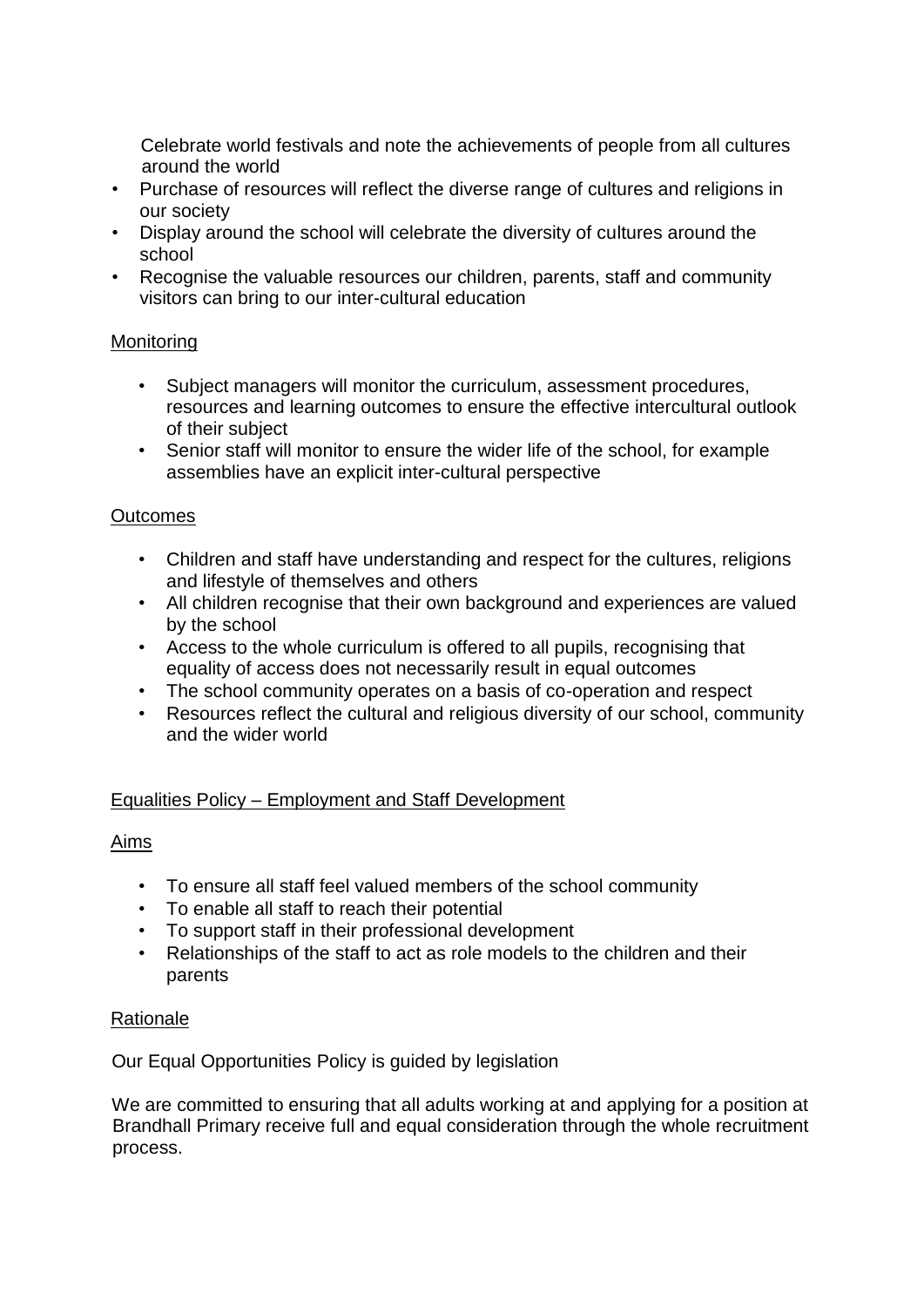Celebrate world festivals and note the achievements of people from all cultures around the world

- Purchase of resources will reflect the diverse range of cultures and religions in our society
- Display around the school will celebrate the diversity of cultures around the school
- Recognise the valuable resources our children, parents, staff and community visitors can bring to our inter-cultural education

Monitoring

- Subject managers will monitor the curriculum, assessment procedures, resources and learning outcomes to ensure the effective intercultural outlook of their subject
- Senior staff will monitor to ensure the wider life of the school, for example assemblies have an explicit inter-cultural perspective

Outcomes

- Children and staff have understanding and respect for the cultures, religions and lifestyle of themselves and others
- All children recognise that their own background and experiences are valued by the school
- Access to the whole curriculum is offered to all pupils, recognising that equality of access does not necessarily result in equal outcomes
- The school community operates on a basis of co-operation and respect
- Resources reflect the cultural and religious diversity of our school, community and the wider world

Equalities Policy – Employment and Staff Development

Aims

- To ensure all staff feel valued members of the school community
- To enable all staff to reach their potential
- To support staff in their professional development
- Relationships of the staff to act as role models to the children and their parents

Rationale

Our Equal Opportunities Policy is guided by legislation

We are committed to ensuring that all adults working at and applying for a position at Brandhall Primary receive full and equal consideration through the whole recruitment process.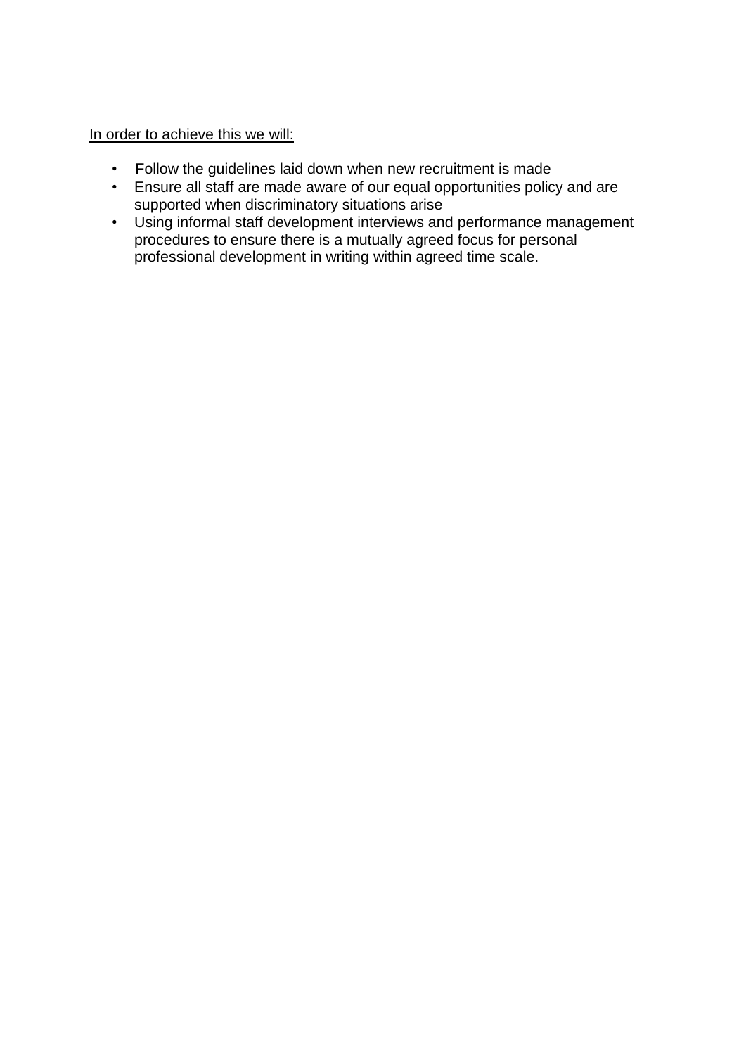<u>In order to achieve this we will:</u>

- Follow the guidelines laid down when new recruitment is made
- Ensure all staff are made aware of our equal opportunities policy and are supported when discriminatory situations arise
- Using informal staff development interviews and performance management procedures to ensure there is a mutually agreed focus for personal professional development in writing within agreed time scale.